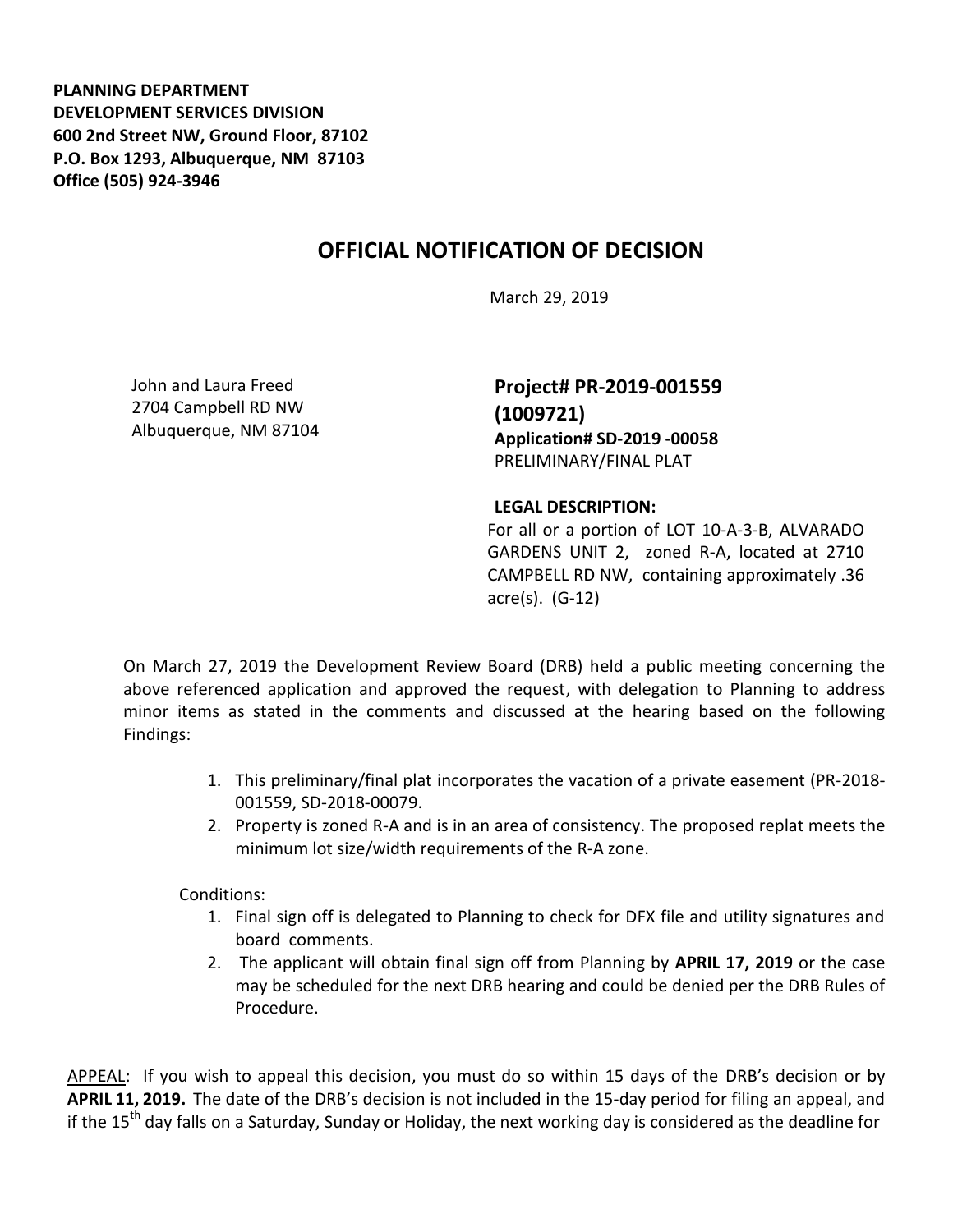**PLANNING DEPARTMENT**
**DEVELOPMENT SERVICES DIVISION**
**600 2nd Street NW, Ground Floor, 87102**
**P.O. Box 1293, Albuquerque, NM 87103**
**Office (505) 924-3946**

# OFFICIAL NOTIFICATION OF DECISION

March 29, 2019

John and Laura Freed
2704 Campbell RD NW
Albuquerque, NM 87104

**Project# PR-2019-001559 (1009721)**
**Application# SD-2019 -00058**
PRELIMINARY/FINAL PLAT

**LEGAL DESCRIPTION:**
For all or a portion of LOT 10-A-3-B, ALVARADO GARDENS UNIT 2, zoned R-A, located at 2710 CAMPBELL RD NW, containing approximately .36 acre(s). (G-12)

On March 27, 2019 the Development Review Board (DRB) held a public meeting concerning the above referenced application and approved the request, with delegation to Planning to address minor items as stated in the comments and discussed at the hearing based on the following Findings:

1. This preliminary/final plat incorporates the vacation of a private easement (PR-2018-001559, SD-2018-00079.
2. Property is zoned R-A and is in an area of consistency. The proposed replat meets the minimum lot size/width requirements of the R-A zone.

Conditions:

1. Final sign off is delegated to Planning to check for DFX file and utility signatures and board comments.
2. The applicant will obtain final sign off from Planning by **APRIL 17, 2019** or the case may be scheduled for the next DRB hearing and could be denied per the DRB Rules of Procedure.

APPEAL: If you wish to appeal this decision, you must do so within 15 days of the DRB's decision or by **APRIL 11, 2019.** The date of the DRB's decision is not included in the 15-day period for filing an appeal, and if the 15th day falls on a Saturday, Sunday or Holiday, the next working day is considered as the deadline for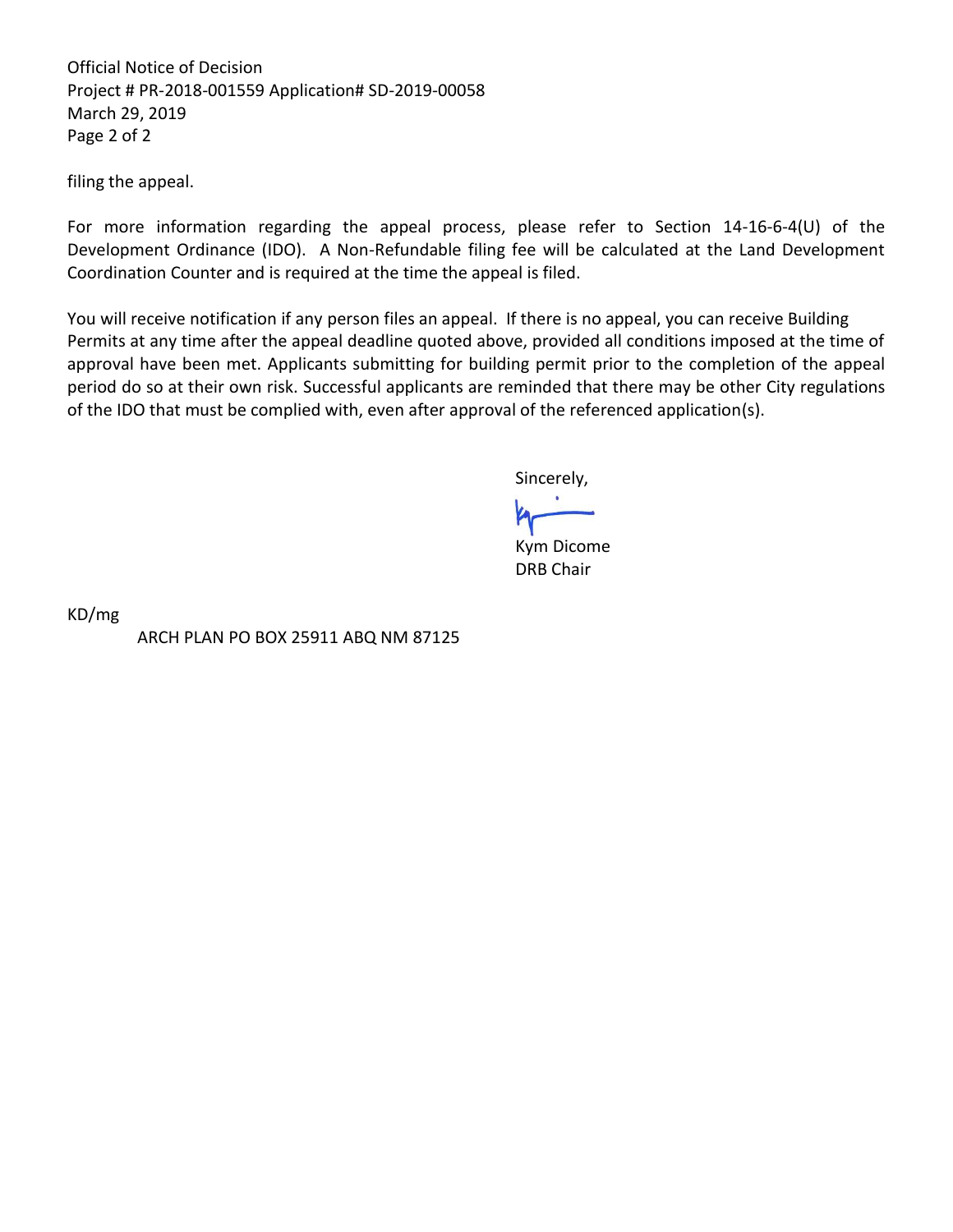filing the appeal.

For more information regarding the appeal process, please refer to Section 14-16-6-4(U) of the Development Ordinance (IDO). A Non-Refundable filing fee will be calculated at the Land Development Coordination Counter and is required at the time the appeal is filed.

You will receive notification if any person files an appeal. If there is no appeal, you can receive Building Permits at any time after the appeal deadline quoted above, provided all conditions imposed at the time of approval have been met. Applicants submitting for building permit prior to the completion of the appeal period do so at their own risk. Successful applicants are reminded that there may be other City regulations of the IDO that must be complied with, even after approval of the referenced application(s).

Sincerely,

Kym Dicome
DRB Chair

KD/mg

ARCH PLAN PO BOX 25911 ABQ NM 87125